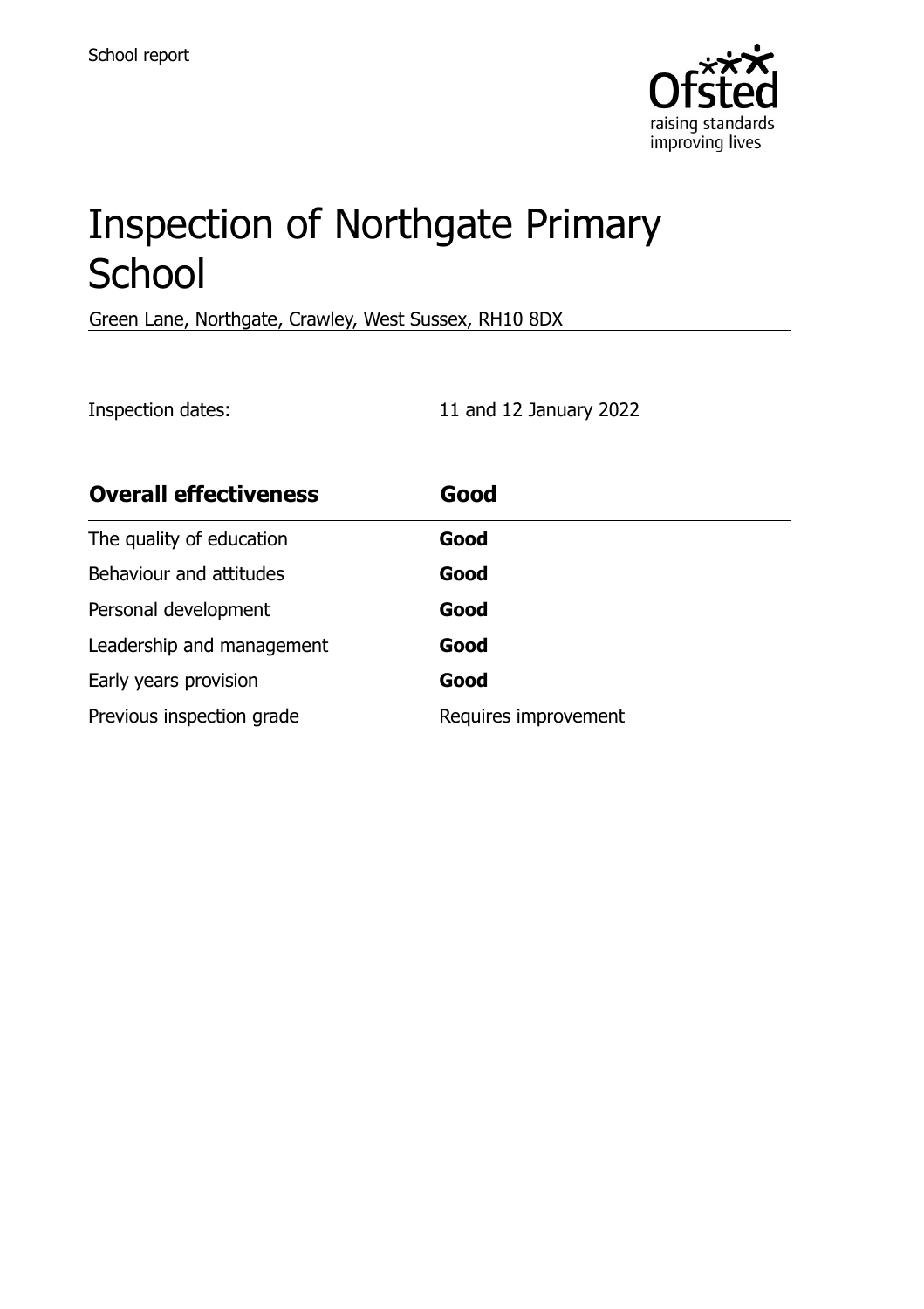School report

# Inspection of Northgate Primary School

Green Lane, Northgate, Crawley, West Sussex, RH10 8DX

Inspection dates: 11 and 12 January 2022

| **Overall effectiveness** | **Good** |
| --- | --- |
| The quality of education | **Good** |
| Behaviour and attitudes | **Good** |
| Personal development | **Good** |
| Leadership and management | **Good** |
| Early years provision | **Good** |
| Previous inspection grade | Requires improvement |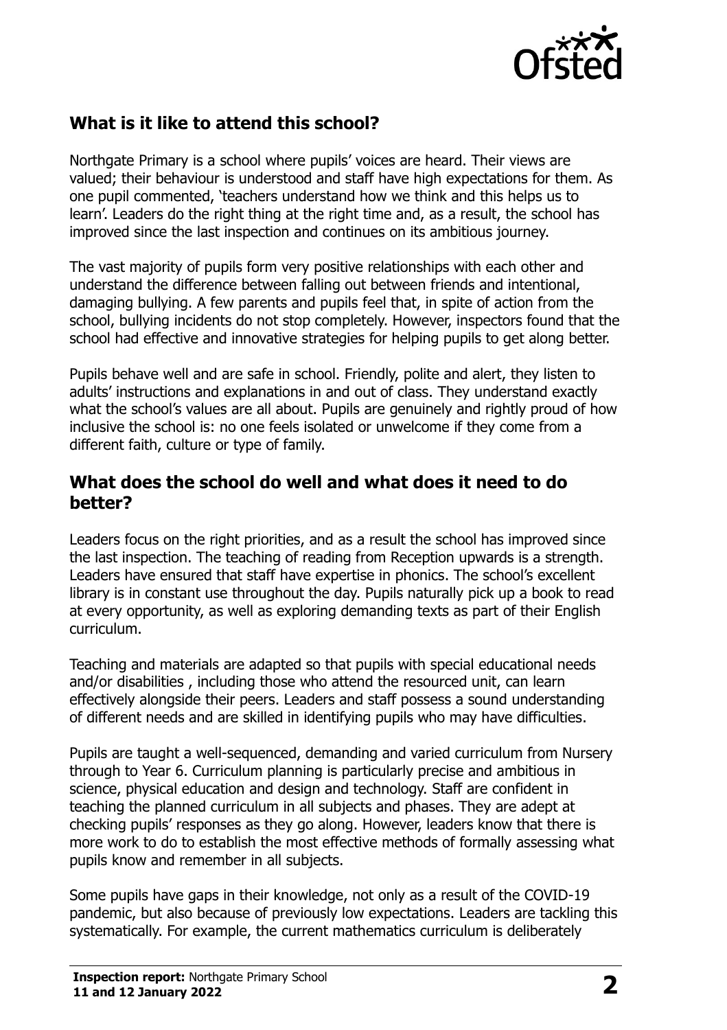## What is it like to attend this school?

Northgate Primary is a school where pupils' voices are heard. Their views are valued; their behaviour is understood and staff have high expectations for them. As one pupil commented, 'teachers understand how we think and this helps us to learn'. Leaders do the right thing at the right time and, as a result, the school has improved since the last inspection and continues on its ambitious journey.

The vast majority of pupils form very positive relationships with each other and understand the difference between falling out between friends and intentional, damaging bullying. A few parents and pupils feel that, in spite of action from the school, bullying incidents do not stop completely. However, inspectors found that the school had effective and innovative strategies for helping pupils to get along better.

Pupils behave well and are safe in school. Friendly, polite and alert, they listen to adults' instructions and explanations in and out of class. They understand exactly what the school's values are all about. Pupils are genuinely and rightly proud of how inclusive the school is: no one feels isolated or unwelcome if they come from a different faith, culture or type of family.

## What does the school do well and what does it need to do better?

Leaders focus on the right priorities, and as a result the school has improved since the last inspection. The teaching of reading from Reception upwards is a strength. Leaders have ensured that staff have expertise in phonics. The school's excellent library is in constant use throughout the day. Pupils naturally pick up a book to read at every opportunity, as well as exploring demanding texts as part of their English curriculum.

Teaching and materials are adapted so that pupils with special educational needs and/or disabilities , including those who attend the resourced unit, can learn effectively alongside their peers. Leaders and staff possess a sound understanding of different needs and are skilled in identifying pupils who may have difficulties.

Pupils are taught a well-sequenced, demanding and varied curriculum from Nursery through to Year 6. Curriculum planning is particularly precise and ambitious in science, physical education and design and technology. Staff are confident in teaching the planned curriculum in all subjects and phases. They are adept at checking pupils' responses as they go along. However, leaders know that there is more work to do to establish the most effective methods of formally assessing what pupils know and remember in all subjects.

Some pupils have gaps in their knowledge, not only as a result of the COVID-19 pandemic, but also because of previously low expectations. Leaders are tackling this systematically. For example, the current mathematics curriculum is deliberately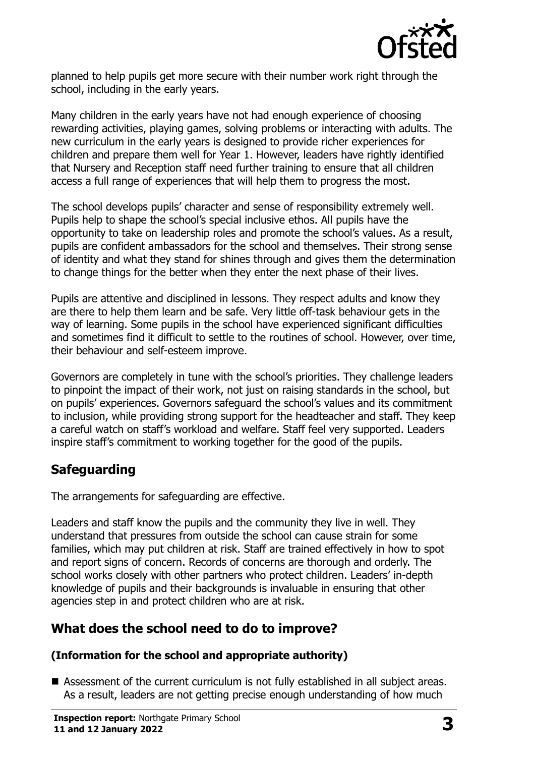planned to help pupils get more secure with their number work right through the school, including in the early years.

Many children in the early years have not had enough experience of choosing rewarding activities, playing games, solving problems or interacting with adults. The new curriculum in the early years is designed to provide richer experiences for children and prepare them well for Year 1. However, leaders have rightly identified that Nursery and Reception staff need further training to ensure that all children access a full range of experiences that will help them to progress the most.

The school develops pupils' character and sense of responsibility extremely well. Pupils help to shape the school's special inclusive ethos. All pupils have the opportunity to take on leadership roles and promote the school's values. As a result, pupils are confident ambassadors for the school and themselves. Their strong sense of identity and what they stand for shines through and gives them the determination to change things for the better when they enter the next phase of their lives.

Pupils are attentive and disciplined in lessons. They respect adults and know they are there to help them learn and be safe. Very little off-task behaviour gets in the way of learning. Some pupils in the school have experienced significant difficulties and sometimes find it difficult to settle to the routines of school. However, over time, their behaviour and self-esteem improve.

Governors are completely in tune with the school's priorities. They challenge leaders to pinpoint the impact of their work, not just on raising standards in the school, but on pupils' experiences. Governors safeguard the school's values and its commitment to inclusion, while providing strong support for the headteacher and staff. They keep a careful watch on staff's workload and welfare. Staff feel very supported. Leaders inspire staff's commitment to working together for the good of the pupils.

## Safeguarding

The arrangements for safeguarding are effective.

Leaders and staff know the pupils and the community they live in well. They understand that pressures from outside the school can cause strain for some families, which may put children at risk. Staff are trained effectively in how to spot and report signs of concern. Records of concerns are thorough and orderly. The school works closely with other partners who protect children. Leaders' in-depth knowledge of pupils and their backgrounds is invaluable in ensuring that other agencies step in and protect children who are at risk.

## What does the school need to do to improve?

### (Information for the school and appropriate authority)

- Assessment of the current curriculum is not fully established in all subject areas. As a result, leaders are not getting precise enough understanding of how much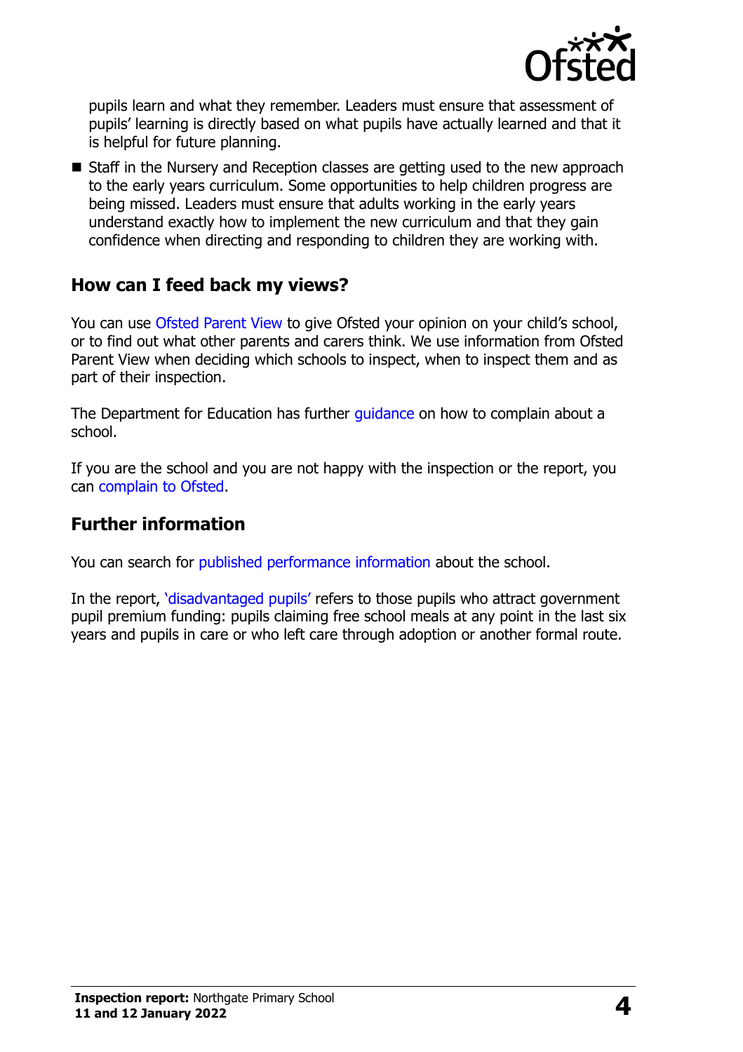pupils learn and what they remember. Leaders must ensure that assessment of pupils' learning is directly based on what pupils have actually learned and that it is helpful for future planning.

- Staff in the Nursery and Reception classes are getting used to the new approach to the early years curriculum. Some opportunities to help children progress are being missed. Leaders must ensure that adults working in the early years understand exactly how to implement the new curriculum and that they gain confidence when directing and responding to children they are working with.

## How can I feed back my views?

You can use Ofsted Parent View to give Ofsted your opinion on your child's school, or to find out what other parents and carers think. We use information from Ofsted Parent View when deciding which schools to inspect, when to inspect them and as part of their inspection.

The Department for Education has further guidance on how to complain about a school.

If you are the school and you are not happy with the inspection or the report, you can complain to Ofsted.

## Further information

You can search for published performance information about the school.

In the report, 'disadvantaged pupils' refers to those pupils who attract government pupil premium funding: pupils claiming free school meals at any point in the last six years and pupils in care or who left care through adoption or another formal route.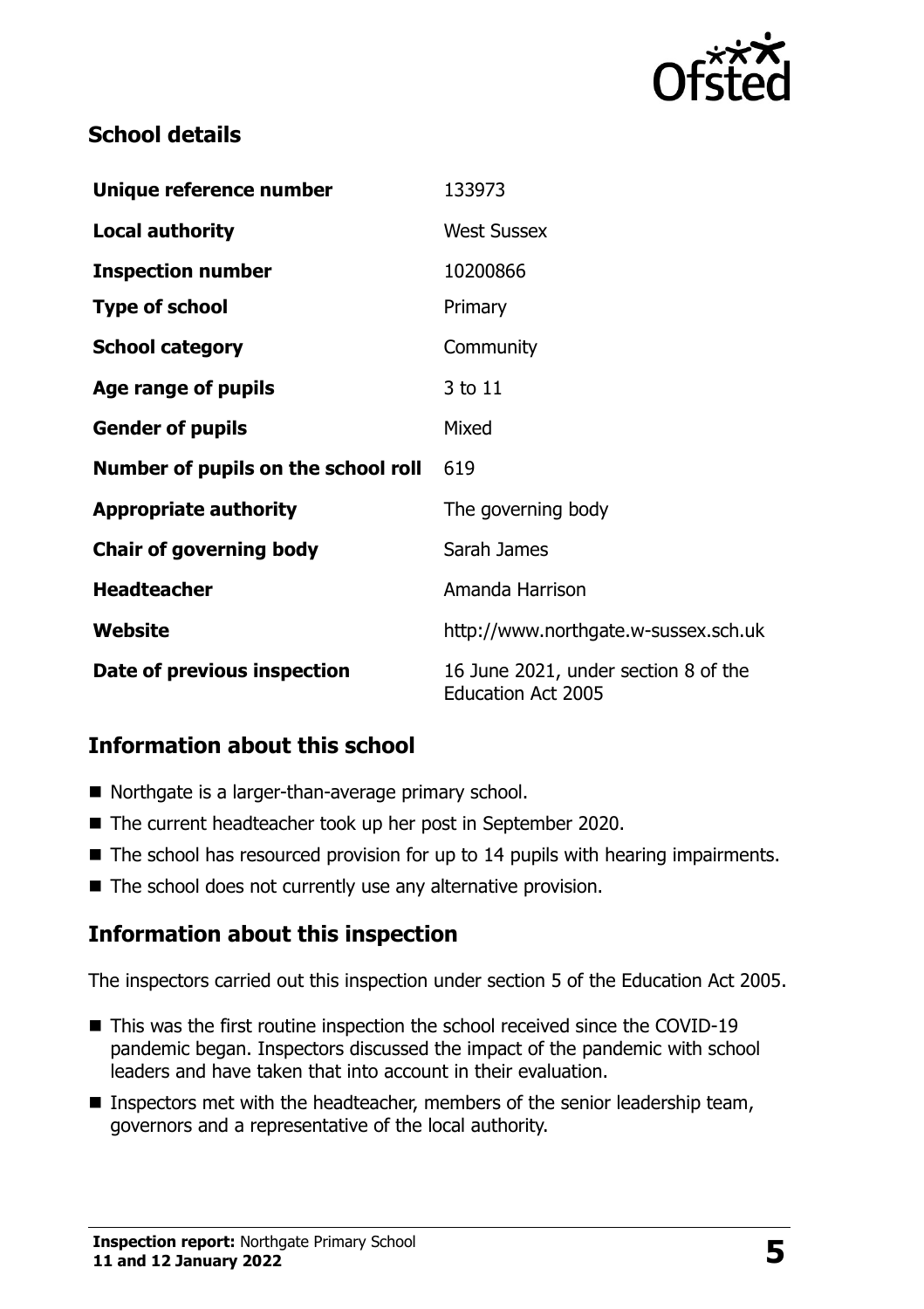## School details

| | |
|---|---|
| **Unique reference number** | 133973 |
| **Local authority** | West Sussex |
| **Inspection number** | 10200866 |
| **Type of school** | Primary |
| **School category** | Community |
| **Age range of pupils** | 3 to 11 |
| **Gender of pupils** | Mixed |
| **Number of pupils on the school roll** | 619 |
| **Appropriate authority** | The governing body |
| **Chair of governing body** | Sarah James |
| **Headteacher** | Amanda Harrison |
| **Website** | http://www.northgate.w-sussex.sch.uk |
| **Date of previous inspection** | 16 June 2021, under section 8 of the Education Act 2005 |

## Information about this school

- Northgate is a larger-than-average primary school.
- The current headteacher took up her post in September 2020.
- The school has resourced provision for up to 14 pupils with hearing impairments.
- The school does not currently use any alternative provision.

## Information about this inspection

The inspectors carried out this inspection under section 5 of the Education Act 2005.

- This was the first routine inspection the school received since the COVID-19 pandemic began. Inspectors discussed the impact of the pandemic with school leaders and have taken that into account in their evaluation.
- Inspectors met with the headteacher, members of the senior leadership team, governors and a representative of the local authority.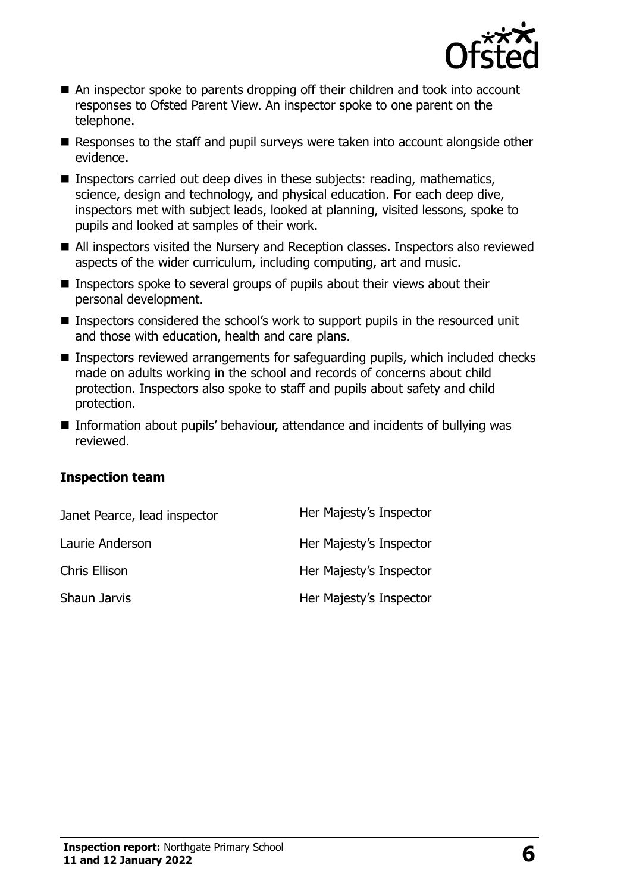- An inspector spoke to parents dropping off their children and took into account responses to Ofsted Parent View. An inspector spoke to one parent on the telephone.
- Responses to the staff and pupil surveys were taken into account alongside other evidence.
- Inspectors carried out deep dives in these subjects: reading, mathematics, science, design and technology, and physical education. For each deep dive, inspectors met with subject leads, looked at planning, visited lessons, spoke to pupils and looked at samples of their work.
- All inspectors visited the Nursery and Reception classes. Inspectors also reviewed aspects of the wider curriculum, including computing, art and music.
- Inspectors spoke to several groups of pupils about their views about their personal development.
- Inspectors considered the school's work to support pupils in the resourced unit and those with education, health and care plans.
- Inspectors reviewed arrangements for safeguarding pupils, which included checks made on adults working in the school and records of concerns about child protection. Inspectors also spoke to staff and pupils about safety and child protection.
- Information about pupils' behaviour, attendance and incidents of bullying was reviewed.

### Inspection team

| | |
|---|---|
| Janet Pearce, lead inspector | Her Majesty's Inspector |
| Laurie Anderson | Her Majesty's Inspector |
| Chris Ellison | Her Majesty's Inspector |
| Shaun Jarvis | Her Majesty's Inspector |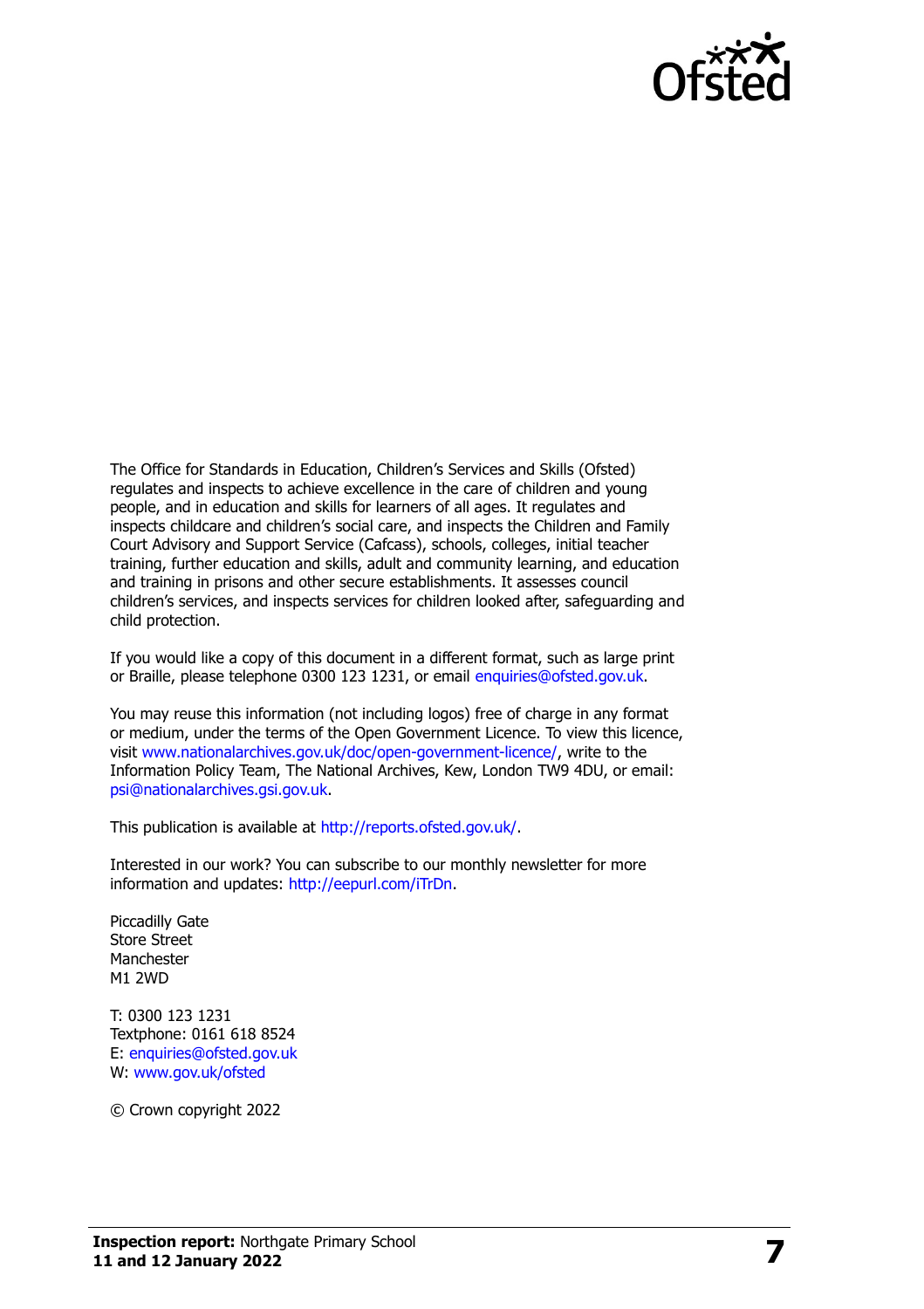The Office for Standards in Education, Children's Services and Skills (Ofsted) regulates and inspects to achieve excellence in the care of children and young people, and in education and skills for learners of all ages. It regulates and inspects childcare and children's social care, and inspects the Children and Family Court Advisory and Support Service (Cafcass), schools, colleges, initial teacher training, further education and skills, adult and community learning, and education and training in prisons and other secure establishments. It assesses council children's services, and inspects services for children looked after, safeguarding and child protection.

If you would like a copy of this document in a different format, such as large print or Braille, please telephone 0300 123 1231, or email enquiries@ofsted.gov.uk.

You may reuse this information (not including logos) free of charge in any format or medium, under the terms of the Open Government Licence. To view this licence, visit www.nationalarchives.gov.uk/doc/open-government-licence/, write to the Information Policy Team, The National Archives, Kew, London TW9 4DU, or email: psi@nationalarchives.gsi.gov.uk.

This publication is available at http://reports.ofsted.gov.uk/.

Interested in our work? You can subscribe to our monthly newsletter for more information and updates: http://eepurl.com/iTrDn.

Piccadilly Gate
Store Street
Manchester
M1 2WD

T: 0300 123 1231
Textphone: 0161 618 8524
E: enquiries@ofsted.gov.uk
W: www.gov.uk/ofsted

© Crown copyright 2022